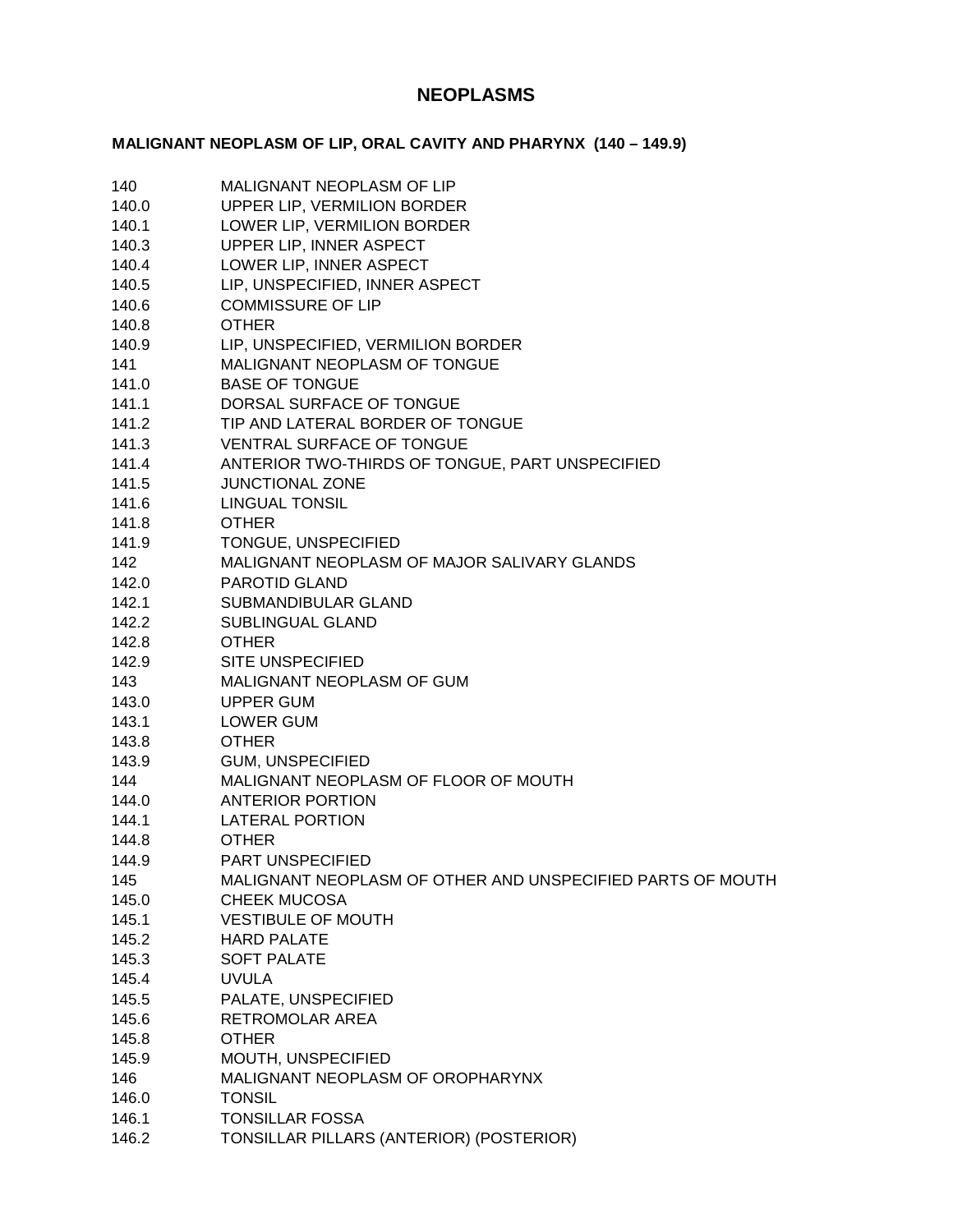# NEOPLASMS

## MALIGNANT NEOPLASM OF LIP, ORAL CAVITY AND PHARYNX (140 – 149.9)

| | |
|---|---|
| 140 | MALIGNANT NEOPLASM OF LIP |
| 140.0 | UPPER LIP, VERMILION BORDER |
| 140.1 | LOWER LIP, VERMILION BORDER |
| 140.3 | UPPER LIP, INNER ASPECT |
| 140.4 | LOWER LIP, INNER ASPECT |
| 140.5 | LIP, UNSPECIFIED, INNER ASPECT |
| 140.6 | COMMISSURE OF LIP |
| 140.8 | OTHER |
| 140.9 | LIP, UNSPECIFIED, VERMILION BORDER |
| 141 | MALIGNANT NEOPLASM OF TONGUE |
| 141.0 | BASE OF TONGUE |
| 141.1 | DORSAL SURFACE OF TONGUE |
| 141.2 | TIP AND LATERAL BORDER OF TONGUE |
| 141.3 | VENTRAL SURFACE OF TONGUE |
| 141.4 | ANTERIOR TWO-THIRDS OF TONGUE, PART UNSPECIFIED |
| 141.5 | JUNCTIONAL ZONE |
| 141.6 | LINGUAL TONSIL |
| 141.8 | OTHER |
| 141.9 | TONGUE, UNSPECIFIED |
| 142 | MALIGNANT NEOPLASM OF MAJOR SALIVARY GLANDS |
| 142.0 | PAROTID GLAND |
| 142.1 | SUBMANDIBULAR GLAND |
| 142.2 | SUBLINGUAL GLAND |
| 142.8 | OTHER |
| 142.9 | SITE UNSPECIFIED |
| 143 | MALIGNANT NEOPLASM OF GUM |
| 143.0 | UPPER GUM |
| 143.1 | LOWER GUM |
| 143.8 | OTHER |
| 143.9 | GUM, UNSPECIFIED |
| 144 | MALIGNANT NEOPLASM OF FLOOR OF MOUTH |
| 144.0 | ANTERIOR PORTION |
| 144.1 | LATERAL PORTION |
| 144.8 | OTHER |
| 144.9 | PART UNSPECIFIED |
| 145 | MALIGNANT NEOPLASM OF OTHER AND UNSPECIFIED PARTS OF MOUTH |
| 145.0 | CHEEK MUCOSA |
| 145.1 | VESTIBULE OF MOUTH |
| 145.2 | HARD PALATE |
| 145.3 | SOFT PALATE |
| 145.4 | UVULA |
| 145.5 | PALATE, UNSPECIFIED |
| 145.6 | RETROMOLAR AREA |
| 145.8 | OTHER |
| 145.9 | MOUTH, UNSPECIFIED |
| 146 | MALIGNANT NEOPLASM OF OROPHARYNX |
| 146.0 | TONSIL |
| 146.1 | TONSILLAR FOSSA |
| 146.2 | TONSILLAR PILLARS (ANTERIOR) (POSTERIOR) |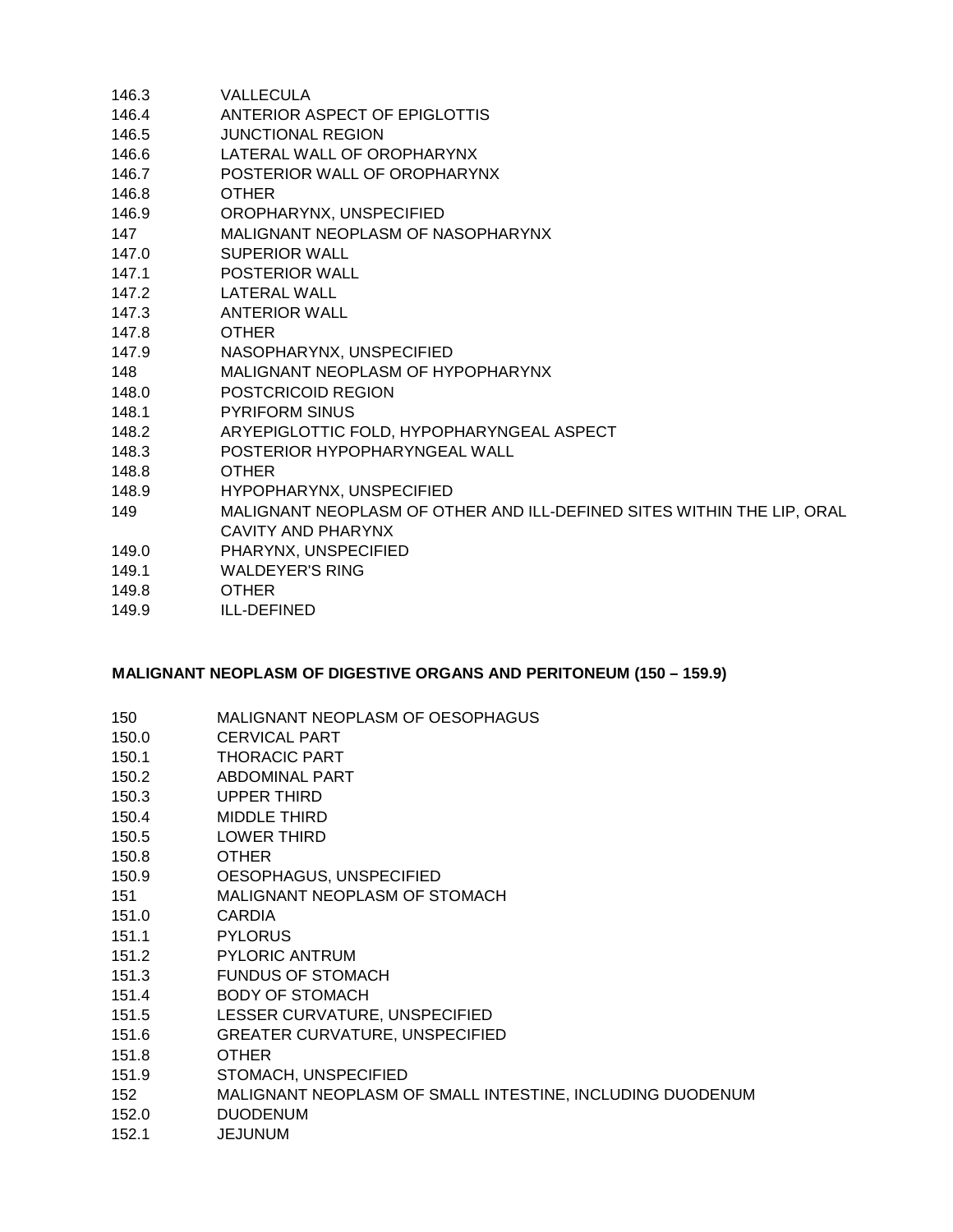146.3 VALLECULA
146.4 ANTERIOR ASPECT OF EPIGLOTTIS
146.5 JUNCTIONAL REGION
146.6 LATERAL WALL OF OROPHARYNX
146.7 POSTERIOR WALL OF OROPHARYNX
146.8 OTHER
146.9 OROPHARYNX, UNSPECIFIED
147 MALIGNANT NEOPLASM OF NASOPHARYNX
147.0 SUPERIOR WALL
147.1 POSTERIOR WALL
147.2 LATERAL WALL
147.3 ANTERIOR WALL
147.8 OTHER
147.9 NASOPHARYNX, UNSPECIFIED
148 MALIGNANT NEOPLASM OF HYPOPHARYNX
148.0 POSTCRICOID REGION
148.1 PYRIFORM SINUS
148.2 ARYEPIGLOTTIC FOLD, HYPOPHARYNGEAL ASPECT
148.3 POSTERIOR HYPOPHARYNGEAL WALL
148.8 OTHER
148.9 HYPOPHARYNX, UNSPECIFIED
149 MALIGNANT NEOPLASM OF OTHER AND ILL-DEFINED SITES WITHIN THE LIP, ORAL CAVITY AND PHARYNX
149.0 PHARYNX, UNSPECIFIED
149.1 WALDEYER'S RING
149.8 OTHER
149.9 ILL-DEFINED

**MALIGNANT NEOPLASM OF DIGESTIVE ORGANS AND PERITONEUM (150 – 159.9)**

150 MALIGNANT NEOPLASM OF OESOPHAGUS
150.0 CERVICAL PART
150.1 THORACIC PART
150.2 ABDOMINAL PART
150.3 UPPER THIRD
150.4 MIDDLE THIRD
150.5 LOWER THIRD
150.8 OTHER
150.9 OESOPHAGUS, UNSPECIFIED
151 MALIGNANT NEOPLASM OF STOMACH
151.0 CARDIA
151.1 PYLORUS
151.2 PYLORIC ANTRUM
151.3 FUNDUS OF STOMACH
151.4 BODY OF STOMACH
151.5 LESSER CURVATURE, UNSPECIFIED
151.6 GREATER CURVATURE, UNSPECIFIED
151.8 OTHER
151.9 STOMACH, UNSPECIFIED
152 MALIGNANT NEOPLASM OF SMALL INTESTINE, INCLUDING DUODENUM
152.0 DUODENUM
152.1 JEJUNUM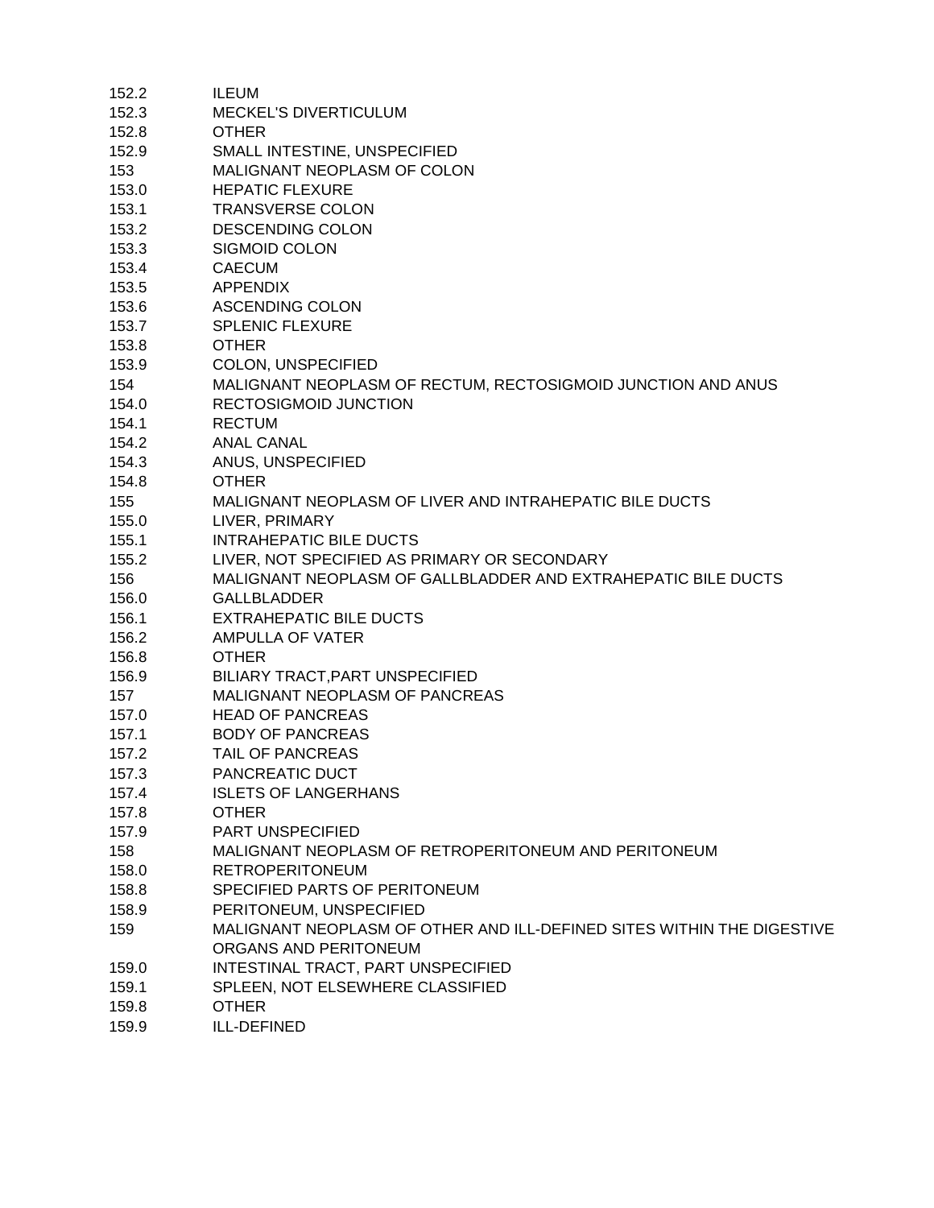| | |
|---|---|
| 152.2 | ILEUM |
| 152.3 | MECKEL'S DIVERTICULUM |
| 152.8 | OTHER |
| 152.9 | SMALL INTESTINE, UNSPECIFIED |
| 153 | MALIGNANT NEOPLASM OF COLON |
| 153.0 | HEPATIC FLEXURE |
| 153.1 | TRANSVERSE COLON |
| 153.2 | DESCENDING COLON |
| 153.3 | SIGMOID COLON |
| 153.4 | CAECUM |
| 153.5 | APPENDIX |
| 153.6 | ASCENDING COLON |
| 153.7 | SPLENIC FLEXURE |
| 153.8 | OTHER |
| 153.9 | COLON, UNSPECIFIED |
| 154 | MALIGNANT NEOPLASM OF RECTUM, RECTOSIGMOID JUNCTION AND ANUS |
| 154.0 | RECTOSIGMOID JUNCTION |
| 154.1 | RECTUM |
| 154.2 | ANAL CANAL |
| 154.3 | ANUS, UNSPECIFIED |
| 154.8 | OTHER |
| 155 | MALIGNANT NEOPLASM OF LIVER AND INTRAHEPATIC BILE DUCTS |
| 155.0 | LIVER, PRIMARY |
| 155.1 | INTRAHEPATIC BILE DUCTS |
| 155.2 | LIVER, NOT SPECIFIED AS PRIMARY OR SECONDARY |
| 156 | MALIGNANT NEOPLASM OF GALLBLADDER AND EXTRAHEPATIC BILE DUCTS |
| 156.0 | GALLBLADDER |
| 156.1 | EXTRAHEPATIC BILE DUCTS |
| 156.2 | AMPULLA OF VATER |
| 156.8 | OTHER |
| 156.9 | BILIARY TRACT,PART UNSPECIFIED |
| 157 | MALIGNANT NEOPLASM OF PANCREAS |
| 157.0 | HEAD OF PANCREAS |
| 157.1 | BODY OF PANCREAS |
| 157.2 | TAIL OF PANCREAS |
| 157.3 | PANCREATIC DUCT |
| 157.4 | ISLETS OF LANGERHANS |
| 157.8 | OTHER |
| 157.9 | PART UNSPECIFIED |
| 158 | MALIGNANT NEOPLASM OF RETROPERITONEUM AND PERITONEUM |
| 158.0 | RETROPERITONEUM |
| 158.8 | SPECIFIED PARTS OF PERITONEUM |
| 158.9 | PERITONEUM, UNSPECIFIED |
| 159 | MALIGNANT NEOPLASM OF OTHER AND ILL-DEFINED SITES WITHIN THE DIGESTIVE ORGANS AND PERITONEUM |
| 159.0 | INTESTINAL TRACT, PART UNSPECIFIED |
| 159.1 | SPLEEN, NOT ELSEWHERE CLASSIFIED |
| 159.8 | OTHER |
| 159.9 | ILL-DEFINED |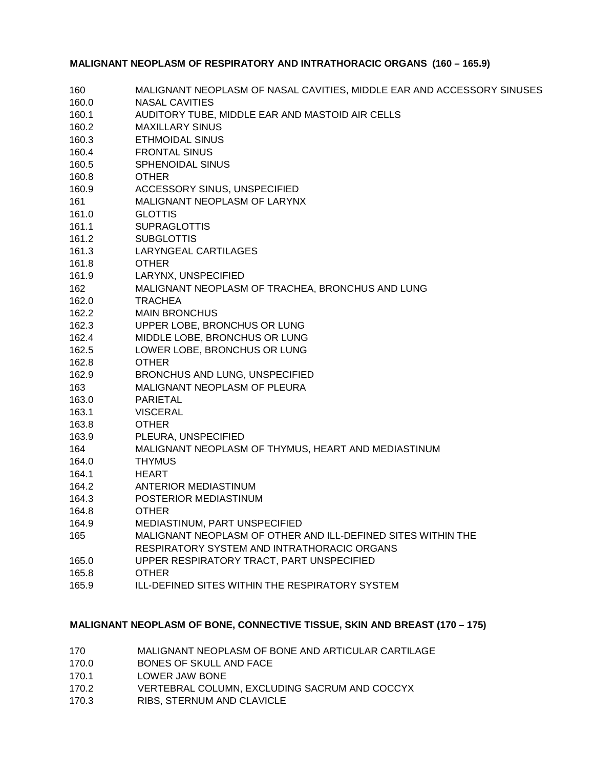**MALIGNANT NEOPLASM OF RESPIRATORY AND INTRATHORACIC ORGANS (160 – 165.9)**

| | |
|---|---|
| 160 | MALIGNANT NEOPLASM OF NASAL CAVITIES, MIDDLE EAR AND ACCESSORY SINUSES |
| 160.0 | NASAL CAVITIES |
| 160.1 | AUDITORY TUBE, MIDDLE EAR AND MASTOID AIR CELLS |
| 160.2 | MAXILLARY SINUS |
| 160.3 | ETHMOIDAL SINUS |
| 160.4 | FRONTAL SINUS |
| 160.5 | SPHENOIDAL SINUS |
| 160.8 | OTHER |
| 160.9 | ACCESSORY SINUS, UNSPECIFIED |
| 161 | MALIGNANT NEOPLASM OF LARYNX |
| 161.0 | GLOTTIS |
| 161.1 | SUPRAGLOTTIS |
| 161.2 | SUBGLOTTIS |
| 161.3 | LARYNGEAL CARTILAGES |
| 161.8 | OTHER |
| 161.9 | LARYNX, UNSPECIFIED |
| 162 | MALIGNANT NEOPLASM OF TRACHEA, BRONCHUS AND LUNG |
| 162.0 | TRACHEA |
| 162.2 | MAIN BRONCHUS |
| 162.3 | UPPER LOBE, BRONCHUS OR LUNG |
| 162.4 | MIDDLE LOBE, BRONCHUS OR LUNG |
| 162.5 | LOWER LOBE, BRONCHUS OR LUNG |
| 162.8 | OTHER |
| 162.9 | BRONCHUS AND LUNG, UNSPECIFIED |
| 163 | MALIGNANT NEOPLASM OF PLEURA |
| 163.0 | PARIETAL |
| 163.1 | VISCERAL |
| 163.8 | OTHER |
| 163.9 | PLEURA, UNSPECIFIED |
| 164 | MALIGNANT NEOPLASM OF THYMUS, HEART AND MEDIASTINUM |
| 164.0 | THYMUS |
| 164.1 | HEART |
| 164.2 | ANTERIOR MEDIASTINUM |
| 164.3 | POSTERIOR MEDIASTINUM |
| 164.8 | OTHER |
| 164.9 | MEDIASTINUM, PART UNSPECIFIED |
| 165 | MALIGNANT NEOPLASM OF OTHER AND ILL-DEFINED SITES WITHIN THE RESPIRATORY SYSTEM AND INTRATHORACIC ORGANS |
| 165.0 | UPPER RESPIRATORY TRACT, PART UNSPECIFIED |
| 165.8 | OTHER |
| 165.9 | ILL-DEFINED SITES WITHIN THE RESPIRATORY SYSTEM |

**MALIGNANT NEOPLASM OF BONE, CONNECTIVE TISSUE, SKIN AND BREAST (170 – 175)**

| | |
|---|---|
| 170 | MALIGNANT NEOPLASM OF BONE AND ARTICULAR CARTILAGE |
| 170.0 | BONES OF SKULL AND FACE |
| 170.1 | LOWER JAW BONE |
| 170.2 | VERTEBRAL COLUMN, EXCLUDING SACRUM AND COCCYX |
| 170.3 | RIBS, STERNUM AND CLAVICLE |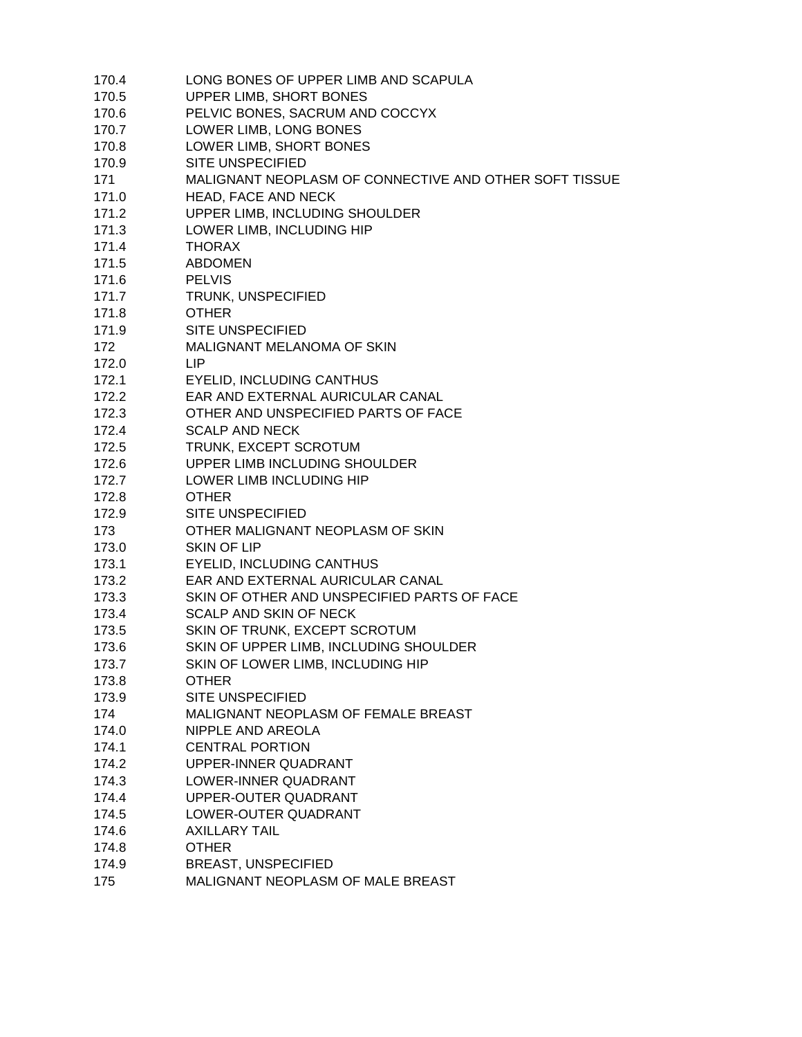| | |
|---|---|
| 170.4 | LONG BONES OF UPPER LIMB AND SCAPULA |
| 170.5 | UPPER LIMB, SHORT BONES |
| 170.6 | PELVIC BONES, SACRUM AND COCCYX |
| 170.7 | LOWER LIMB, LONG BONES |
| 170.8 | LOWER LIMB, SHORT BONES |
| 170.9 | SITE UNSPECIFIED |
| 171 | MALIGNANT NEOPLASM OF CONNECTIVE AND OTHER SOFT TISSUE |
| 171.0 | HEAD, FACE AND NECK |
| 171.2 | UPPER LIMB, INCLUDING SHOULDER |
| 171.3 | LOWER LIMB, INCLUDING HIP |
| 171.4 | THORAX |
| 171.5 | ABDOMEN |
| 171.6 | PELVIS |
| 171.7 | TRUNK, UNSPECIFIED |
| 171.8 | OTHER |
| 171.9 | SITE UNSPECIFIED |
| 172 | MALIGNANT MELANOMA OF SKIN |
| 172.0 | LIP |
| 172.1 | EYELID, INCLUDING CANTHUS |
| 172.2 | EAR AND EXTERNAL AURICULAR CANAL |
| 172.3 | OTHER AND UNSPECIFIED PARTS OF FACE |
| 172.4 | SCALP AND NECK |
| 172.5 | TRUNK, EXCEPT SCROTUM |
| 172.6 | UPPER LIMB INCLUDING SHOULDER |
| 172.7 | LOWER LIMB INCLUDING HIP |
| 172.8 | OTHER |
| 172.9 | SITE UNSPECIFIED |
| 173 | OTHER MALIGNANT NEOPLASM OF SKIN |
| 173.0 | SKIN OF LIP |
| 173.1 | EYELID, INCLUDING CANTHUS |
| 173.2 | EAR AND EXTERNAL AURICULAR CANAL |
| 173.3 | SKIN OF OTHER AND UNSPECIFIED PARTS OF FACE |
| 173.4 | SCALP AND SKIN OF NECK |
| 173.5 | SKIN OF TRUNK, EXCEPT SCROTUM |
| 173.6 | SKIN OF UPPER LIMB, INCLUDING SHOULDER |
| 173.7 | SKIN OF LOWER LIMB, INCLUDING HIP |
| 173.8 | OTHER |
| 173.9 | SITE UNSPECIFIED |
| 174 | MALIGNANT NEOPLASM OF FEMALE BREAST |
| 174.0 | NIPPLE AND AREOLA |
| 174.1 | CENTRAL PORTION |
| 174.2 | UPPER-INNER QUADRANT |
| 174.3 | LOWER-INNER QUADRANT |
| 174.4 | UPPER-OUTER QUADRANT |
| 174.5 | LOWER-OUTER QUADRANT |
| 174.6 | AXILLARY TAIL |
| 174.8 | OTHER |
| 174.9 | BREAST, UNSPECIFIED |
| 175 | MALIGNANT NEOPLASM OF MALE BREAST |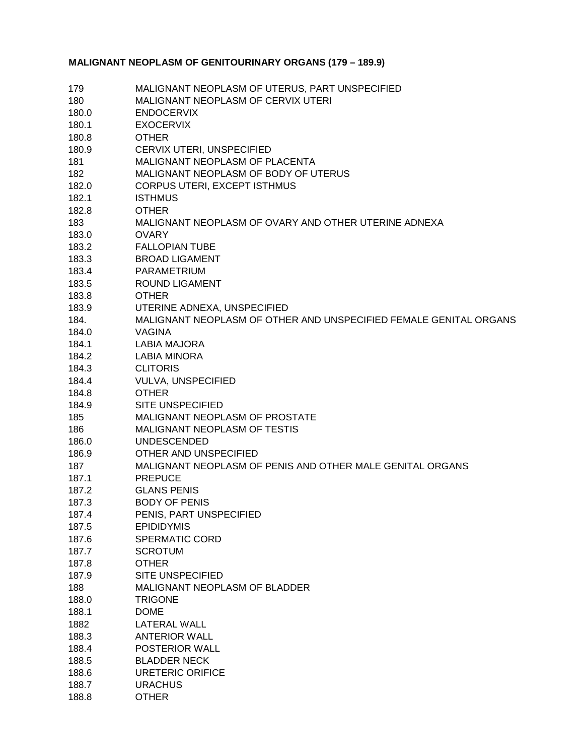**MALIGNANT NEOPLASM OF GENITOURINARY ORGANS (179 – 189.9)**

| | |
|---|---|
| 179 | MALIGNANT NEOPLASM OF UTERUS, PART UNSPECIFIED |
| 180 | MALIGNANT NEOPLASM OF CERVIX UTERI |
| 180.0 | ENDOCERVIX |
| 180.1 | EXOCERVIX |
| 180.8 | OTHER |
| 180.9 | CERVIX UTERI, UNSPECIFIED |
| 181 | MALIGNANT NEOPLASM OF PLACENTA |
| 182 | MALIGNANT NEOPLASM OF BODY OF UTERUS |
| 182.0 | CORPUS UTERI, EXCEPT ISTHMUS |
| 182.1 | ISTHMUS |
| 182.8 | OTHER |
| 183 | MALIGNANT NEOPLASM OF OVARY AND OTHER UTERINE ADNEXA |
| 183.0 | OVARY |
| 183.2 | FALLOPIAN TUBE |
| 183.3 | BROAD LIGAMENT |
| 183.4 | PARAMETRIUM |
| 183.5 | ROUND LIGAMENT |
| 183.8 | OTHER |
| 183.9 | UTERINE ADNEXA, UNSPECIFIED |
| 184. | MALIGNANT NEOPLASM OF OTHER AND UNSPECIFIED FEMALE GENITAL ORGANS |
| 184.0 | VAGINA |
| 184.1 | LABIA MAJORA |
| 184.2 | LABIA MINORA |
| 184.3 | CLITORIS |
| 184.4 | VULVA, UNSPECIFIED |
| 184.8 | OTHER |
| 184.9 | SITE UNSPECIFIED |
| 185 | MALIGNANT NEOPLASM OF PROSTATE |
| 186 | MALIGNANT NEOPLASM OF TESTIS |
| 186.0 | UNDESCENDED |
| 186.9 | OTHER AND UNSPECIFIED |
| 187 | MALIGNANT NEOPLASM OF PENIS AND OTHER MALE GENITAL ORGANS |
| 187.1 | PREPUCE |
| 187.2 | GLANS PENIS |
| 187.3 | BODY OF PENIS |
| 187.4 | PENIS, PART UNSPECIFIED |
| 187.5 | EPIDIDYMIS |
| 187.6 | SPERMATIC CORD |
| 187.7 | SCROTUM |
| 187.8 | OTHER |
| 187.9 | SITE UNSPECIFIED |
| 188 | MALIGNANT NEOPLASM OF BLADDER |
| 188.0 | TRIGONE |
| 188.1 | DOME |
| 1882 | LATERAL WALL |
| 188.3 | ANTERIOR WALL |
| 188.4 | POSTERIOR WALL |
| 188.5 | BLADDER NECK |
| 188.6 | URETERIC ORIFICE |
| 188.7 | URACHUS |
| 188.8 | OTHER |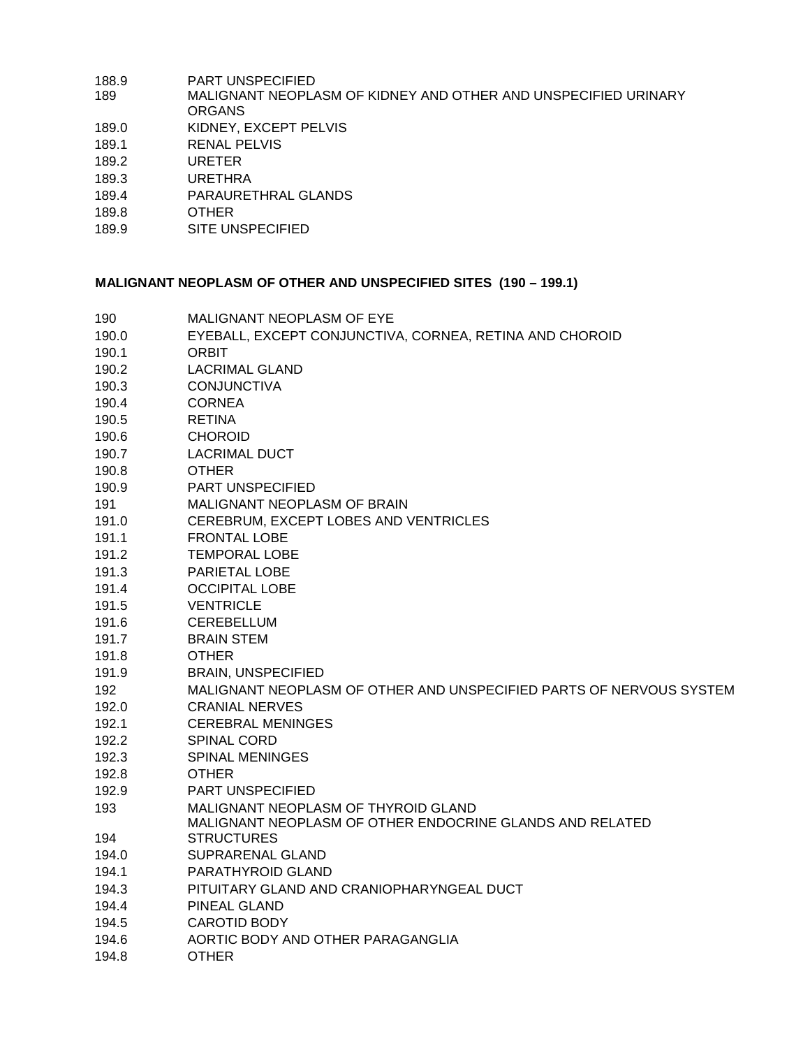188.9 PART UNSPECIFIED
189 MALIGNANT NEOPLASM OF KIDNEY AND OTHER AND UNSPECIFIED URINARY ORGANS
189.0 KIDNEY, EXCEPT PELVIS
189.1 RENAL PELVIS
189.2 URETER
189.3 URETHRA
189.4 PARAURETHRAL GLANDS
189.8 OTHER
189.9 SITE UNSPECIFIED

**MALIGNANT NEOPLASM OF OTHER AND UNSPECIFIED SITES (190 – 199.1)**

190 MALIGNANT NEOPLASM OF EYE
190.0 EYEBALL, EXCEPT CONJUNCTIVA, CORNEA, RETINA AND CHOROID
190.1 ORBIT
190.2 LACRIMAL GLAND
190.3 CONJUNCTIVA
190.4 CORNEA
190.5 RETINA
190.6 CHOROID
190.7 LACRIMAL DUCT
190.8 OTHER
190.9 PART UNSPECIFIED
191 MALIGNANT NEOPLASM OF BRAIN
191.0 CEREBRUM, EXCEPT LOBES AND VENTRICLES
191.1 FRONTAL LOBE
191.2 TEMPORAL LOBE
191.3 PARIETAL LOBE
191.4 OCCIPITAL LOBE
191.5 VENTRICLE
191.6 CEREBELLUM
191.7 BRAIN STEM
191.8 OTHER
191.9 BRAIN, UNSPECIFIED
192 MALIGNANT NEOPLASM OF OTHER AND UNSPECIFIED PARTS OF NERVOUS SYSTEM
192.0 CRANIAL NERVES
192.1 CEREBRAL MENINGES
192.2 SPINAL CORD
192.3 SPINAL MENINGES
192.8 OTHER
192.9 PART UNSPECIFIED
193 MALIGNANT NEOPLASM OF THYROID GLAND
194 MALIGNANT NEOPLASM OF OTHER ENDOCRINE GLANDS AND RELATED STRUCTURES
194.0 SUPRARENAL GLAND
194.1 PARATHYROID GLAND
194.3 PITUITARY GLAND AND CRANIOPHARYNGEAL DUCT
194.4 PINEAL GLAND
194.5 CAROTID BODY
194.6 AORTIC BODY AND OTHER PARAGANGLIA
194.8 OTHER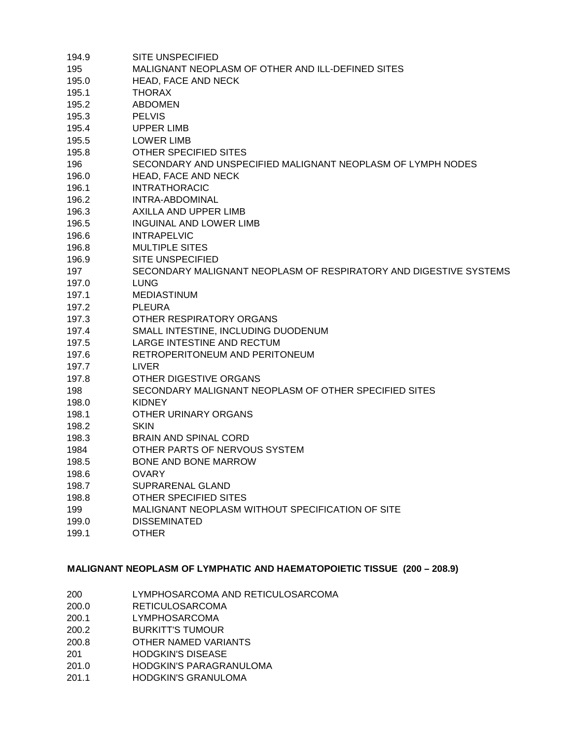194.9 SITE UNSPECIFIED
195 MALIGNANT NEOPLASM OF OTHER AND ILL-DEFINED SITES
195.0 HEAD, FACE AND NECK
195.1 THORAX
195.2 ABDOMEN
195.3 PELVIS
195.4 UPPER LIMB
195.5 LOWER LIMB
195.8 OTHER SPECIFIED SITES
196 SECONDARY AND UNSPECIFIED MALIGNANT NEOPLASM OF LYMPH NODES
196.0 HEAD, FACE AND NECK
196.1 INTRATHORACIC
196.2 INTRA-ABDOMINAL
196.3 AXILLA AND UPPER LIMB
196.5 INGUINAL AND LOWER LIMB
196.6 INTRAPELVIC
196.8 MULTIPLE SITES
196.9 SITE UNSPECIFIED
197 SECONDARY MALIGNANT NEOPLASM OF RESPIRATORY AND DIGESTIVE SYSTEMS
197.0 LUNG
197.1 MEDIASTINUM
197.2 PLEURA
197.3 OTHER RESPIRATORY ORGANS
197.4 SMALL INTESTINE, INCLUDING DUODENUM
197.5 LARGE INTESTINE AND RECTUM
197.6 RETROPERITONEUM AND PERITONEUM
197.7 LIVER
197.8 OTHER DIGESTIVE ORGANS
198 SECONDARY MALIGNANT NEOPLASM OF OTHER SPECIFIED SITES
198.0 KIDNEY
198.1 OTHER URINARY ORGANS
198.2 SKIN
198.3 BRAIN AND SPINAL CORD
1984 OTHER PARTS OF NERVOUS SYSTEM
198.5 BONE AND BONE MARROW
198.6 OVARY
198.7 SUPRARENAL GLAND
198.8 OTHER SPECIFIED SITES
199 MALIGNANT NEOPLASM WITHOUT SPECIFICATION OF SITE
199.0 DISSEMINATED
199.1 OTHER

**MALIGNANT NEOPLASM OF LYMPHATIC AND HAEMATOPOIETIC TISSUE (200 – 208.9)**

200 LYMPHOSARCOMA AND RETICULOSARCOMA
200.0 RETICULOSARCOMA
200.1 LYMPHOSARCOMA
200.2 BURKITT'S TUMOUR
200.8 OTHER NAMED VARIANTS
201 HODGKIN'S DISEASE
201.0 HODGKIN'S PARAGRANULOMA
201.1 HODGKIN'S GRANULOMA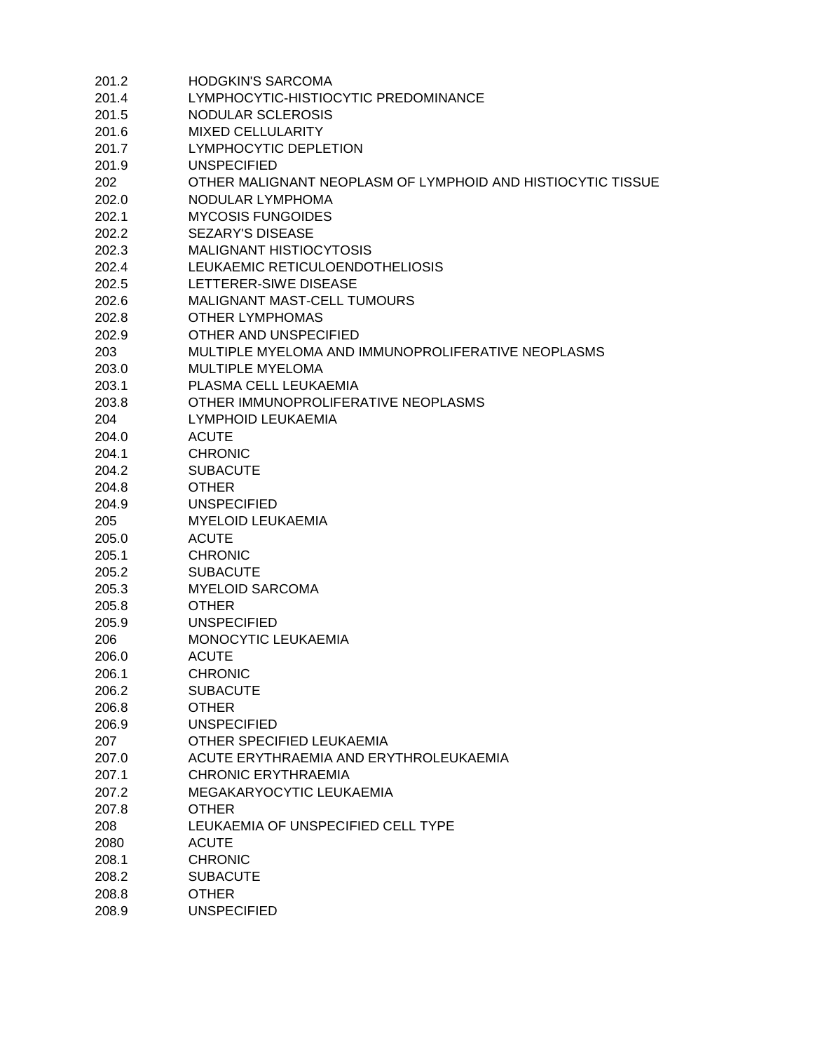| | |
|---|---|
| 201.2 | HODGKIN'S SARCOMA |
| 201.4 | LYMPHOCYTIC-HISTIOCYTIC PREDOMINANCE |
| 201.5 | NODULAR SCLEROSIS |
| 201.6 | MIXED CELLULARITY |
| 201.7 | LYMPHOCYTIC DEPLETION |
| 201.9 | UNSPECIFIED |
| 202 | OTHER MALIGNANT NEOPLASM OF LYMPHOID AND HISTIOCYTIC TISSUE |
| 202.0 | NODULAR LYMPHOMA |
| 202.1 | MYCOSIS FUNGOIDES |
| 202.2 | SEZARY'S DISEASE |
| 202.3 | MALIGNANT HISTIOCYTOSIS |
| 202.4 | LEUKAEMIC RETICULOENDOTHELIOSIS |
| 202.5 | LETTERER-SIWE DISEASE |
| 202.6 | MALIGNANT MAST-CELL TUMOURS |
| 202.8 | OTHER LYMPHOMAS |
| 202.9 | OTHER AND UNSPECIFIED |
| 203 | MULTIPLE MYELOMA AND IMMUNOPROLIFERATIVE NEOPLASMS |
| 203.0 | MULTIPLE MYELOMA |
| 203.1 | PLASMA CELL LEUKAEMIA |
| 203.8 | OTHER IMMUNOPROLIFERATIVE NEOPLASMS |
| 204 | LYMPHOID LEUKAEMIA |
| 204.0 | ACUTE |
| 204.1 | CHRONIC |
| 204.2 | SUBACUTE |
| 204.8 | OTHER |
| 204.9 | UNSPECIFIED |
| 205 | MYELOID LEUKAEMIA |
| 205.0 | ACUTE |
| 205.1 | CHRONIC |
| 205.2 | SUBACUTE |
| 205.3 | MYELOID SARCOMA |
| 205.8 | OTHER |
| 205.9 | UNSPECIFIED |
| 206 | MONOCYTIC LEUKAEMIA |
| 206.0 | ACUTE |
| 206.1 | CHRONIC |
| 206.2 | SUBACUTE |
| 206.8 | OTHER |
| 206.9 | UNSPECIFIED |
| 207 | OTHER SPECIFIED LEUKAEMIA |
| 207.0 | ACUTE ERYTHRAEMIA AND ERYTHROLEUKAEMIA |
| 207.1 | CHRONIC ERYTHRAEMIA |
| 207.2 | MEGAKARYOCYTIC LEUKAEMIA |
| 207.8 | OTHER |
| 208 | LEUKAEMIA OF UNSPECIFIED CELL TYPE |
| 2080 | ACUTE |
| 208.1 | CHRONIC |
| 208.2 | SUBACUTE |
| 208.8 | OTHER |
| 208.9 | UNSPECIFIED |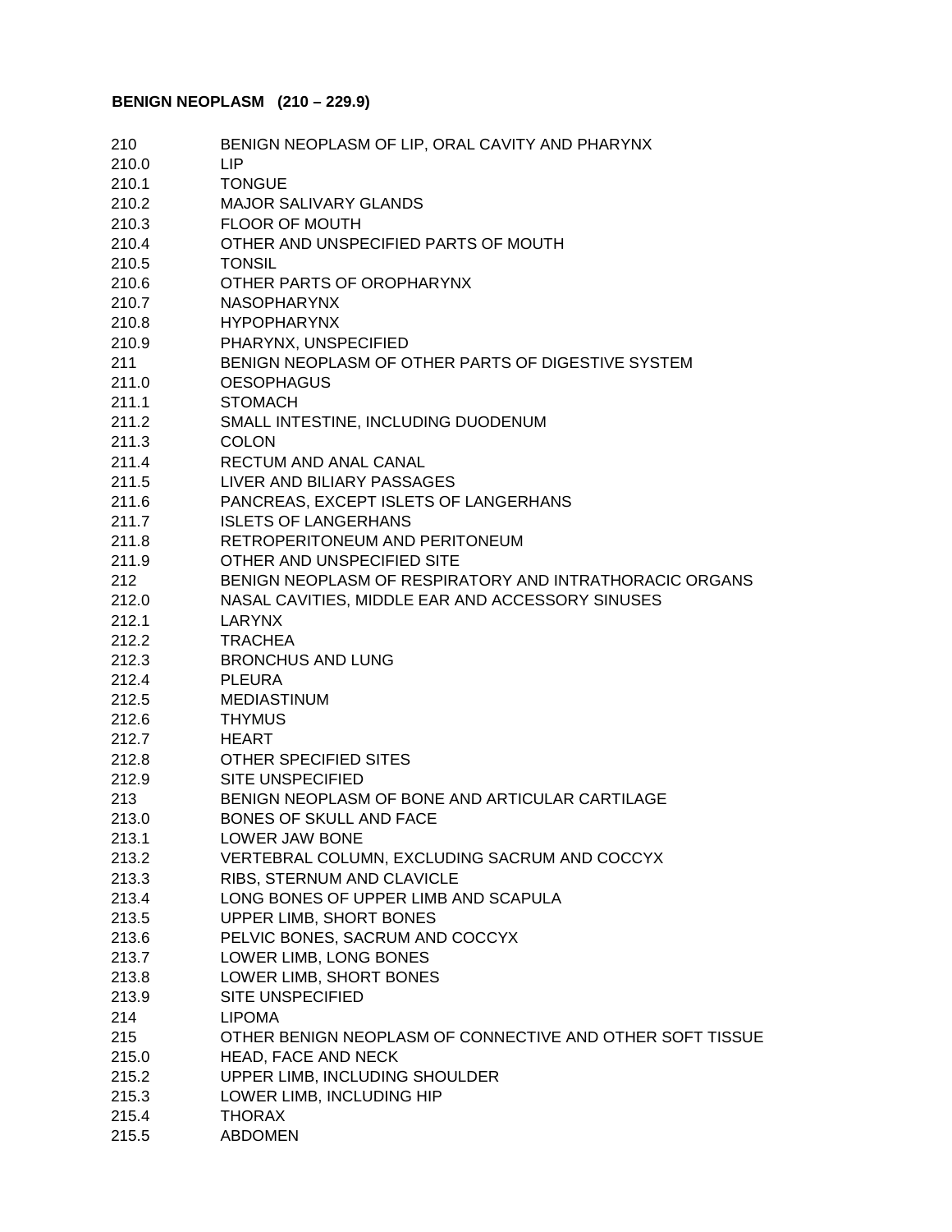**BENIGN NEOPLASM (210 – 229.9)**

| | |
|---|---|
| 210 | BENIGN NEOPLASM OF LIP, ORAL CAVITY AND PHARYNX |
| 210.0 | LIP |
| 210.1 | TONGUE |
| 210.2 | MAJOR SALIVARY GLANDS |
| 210.3 | FLOOR OF MOUTH |
| 210.4 | OTHER AND UNSPECIFIED PARTS OF MOUTH |
| 210.5 | TONSIL |
| 210.6 | OTHER PARTS OF OROPHARYNX |
| 210.7 | NASOPHARYNX |
| 210.8 | HYPOPHARYNX |
| 210.9 | PHARYNX, UNSPECIFIED |
| 211 | BENIGN NEOPLASM OF OTHER PARTS OF DIGESTIVE SYSTEM |
| 211.0 | OESOPHAGUS |
| 211.1 | STOMACH |
| 211.2 | SMALL INTESTINE, INCLUDING DUODENUM |
| 211.3 | COLON |
| 211.4 | RECTUM AND ANAL CANAL |
| 211.5 | LIVER AND BILIARY PASSAGES |
| 211.6 | PANCREAS, EXCEPT ISLETS OF LANGERHANS |
| 211.7 | ISLETS OF LANGERHANS |
| 211.8 | RETROPERITONEUM AND PERITONEUM |
| 211.9 | OTHER AND UNSPECIFIED SITE |
| 212 | BENIGN NEOPLASM OF RESPIRATORY AND INTRATHORACIC ORGANS |
| 212.0 | NASAL CAVITIES, MIDDLE EAR AND ACCESSORY SINUSES |
| 212.1 | LARYNX |
| 212.2 | TRACHEA |
| 212.3 | BRONCHUS AND LUNG |
| 212.4 | PLEURA |
| 212.5 | MEDIASTINUM |
| 212.6 | THYMUS |
| 212.7 | HEART |
| 212.8 | OTHER SPECIFIED SITES |
| 212.9 | SITE UNSPECIFIED |
| 213 | BENIGN NEOPLASM OF BONE AND ARTICULAR CARTILAGE |
| 213.0 | BONES OF SKULL AND FACE |
| 213.1 | LOWER JAW BONE |
| 213.2 | VERTEBRAL COLUMN, EXCLUDING SACRUM AND COCCYX |
| 213.3 | RIBS, STERNUM AND CLAVICLE |
| 213.4 | LONG BONES OF UPPER LIMB AND SCAPULA |
| 213.5 | UPPER LIMB, SHORT BONES |
| 213.6 | PELVIC BONES, SACRUM AND COCCYX |
| 213.7 | LOWER LIMB, LONG BONES |
| 213.8 | LOWER LIMB, SHORT BONES |
| 213.9 | SITE UNSPECIFIED |
| 214 | LIPOMA |
| 215 | OTHER BENIGN NEOPLASM OF CONNECTIVE AND OTHER SOFT TISSUE |
| 215.0 | HEAD, FACE AND NECK |
| 215.2 | UPPER LIMB, INCLUDING SHOULDER |
| 215.3 | LOWER LIMB, INCLUDING HIP |
| 215.4 | THORAX |
| 215.5 | ABDOMEN |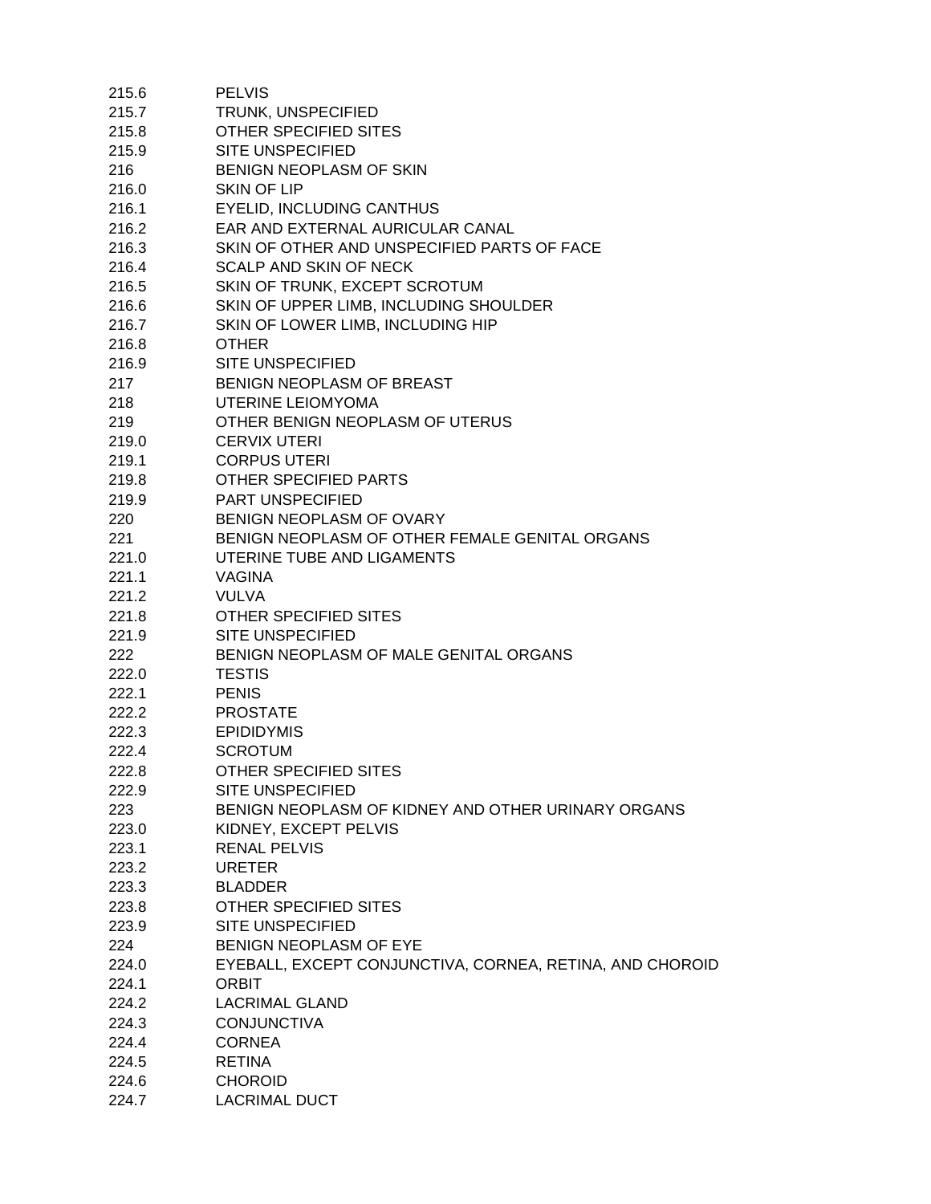| | |
|---|---|
| 215.6 | PELVIS |
| 215.7 | TRUNK, UNSPECIFIED |
| 215.8 | OTHER SPECIFIED SITES |
| 215.9 | SITE UNSPECIFIED |
| 216 | BENIGN NEOPLASM OF SKIN |
| 216.0 | SKIN OF LIP |
| 216.1 | EYELID, INCLUDING CANTHUS |
| 216.2 | EAR AND EXTERNAL AURICULAR CANAL |
| 216.3 | SKIN OF OTHER AND UNSPECIFIED PARTS OF FACE |
| 216.4 | SCALP AND SKIN OF NECK |
| 216.5 | SKIN OF TRUNK, EXCEPT SCROTUM |
| 216.6 | SKIN OF UPPER LIMB, INCLUDING SHOULDER |
| 216.7 | SKIN OF LOWER LIMB, INCLUDING HIP |
| 216.8 | OTHER |
| 216.9 | SITE UNSPECIFIED |
| 217 | BENIGN NEOPLASM OF BREAST |
| 218 | UTERINE LEIOMYOMA |
| 219 | OTHER BENIGN NEOPLASM OF UTERUS |
| 219.0 | CERVIX UTERI |
| 219.1 | CORPUS UTERI |
| 219.8 | OTHER SPECIFIED PARTS |
| 219.9 | PART UNSPECIFIED |
| 220 | BENIGN NEOPLASM OF OVARY |
| 221 | BENIGN NEOPLASM OF OTHER FEMALE GENITAL ORGANS |
| 221.0 | UTERINE TUBE AND LIGAMENTS |
| 221.1 | VAGINA |
| 221.2 | VULVA |
| 221.8 | OTHER SPECIFIED SITES |
| 221.9 | SITE UNSPECIFIED |
| 222 | BENIGN NEOPLASM OF MALE GENITAL ORGANS |
| 222.0 | TESTIS |
| 222.1 | PENIS |
| 222.2 | PROSTATE |
| 222.3 | EPIDIDYMIS |
| 222.4 | SCROTUM |
| 222.8 | OTHER SPECIFIED SITES |
| 222.9 | SITE UNSPECIFIED |
| 223 | BENIGN NEOPLASM OF KIDNEY AND OTHER URINARY ORGANS |
| 223.0 | KIDNEY, EXCEPT PELVIS |
| 223.1 | RENAL PELVIS |
| 223.2 | URETER |
| 223.3 | BLADDER |
| 223.8 | OTHER SPECIFIED SITES |
| 223.9 | SITE UNSPECIFIED |
| 224 | BENIGN NEOPLASM OF EYE |
| 224.0 | EYEBALL, EXCEPT CONJUNCTIVA, CORNEA, RETINA, AND CHOROID |
| 224.1 | ORBIT |
| 224.2 | LACRIMAL GLAND |
| 224.3 | CONJUNCTIVA |
| 224.4 | CORNEA |
| 224.5 | RETINA |
| 224.6 | CHOROID |
| 224.7 | LACRIMAL DUCT |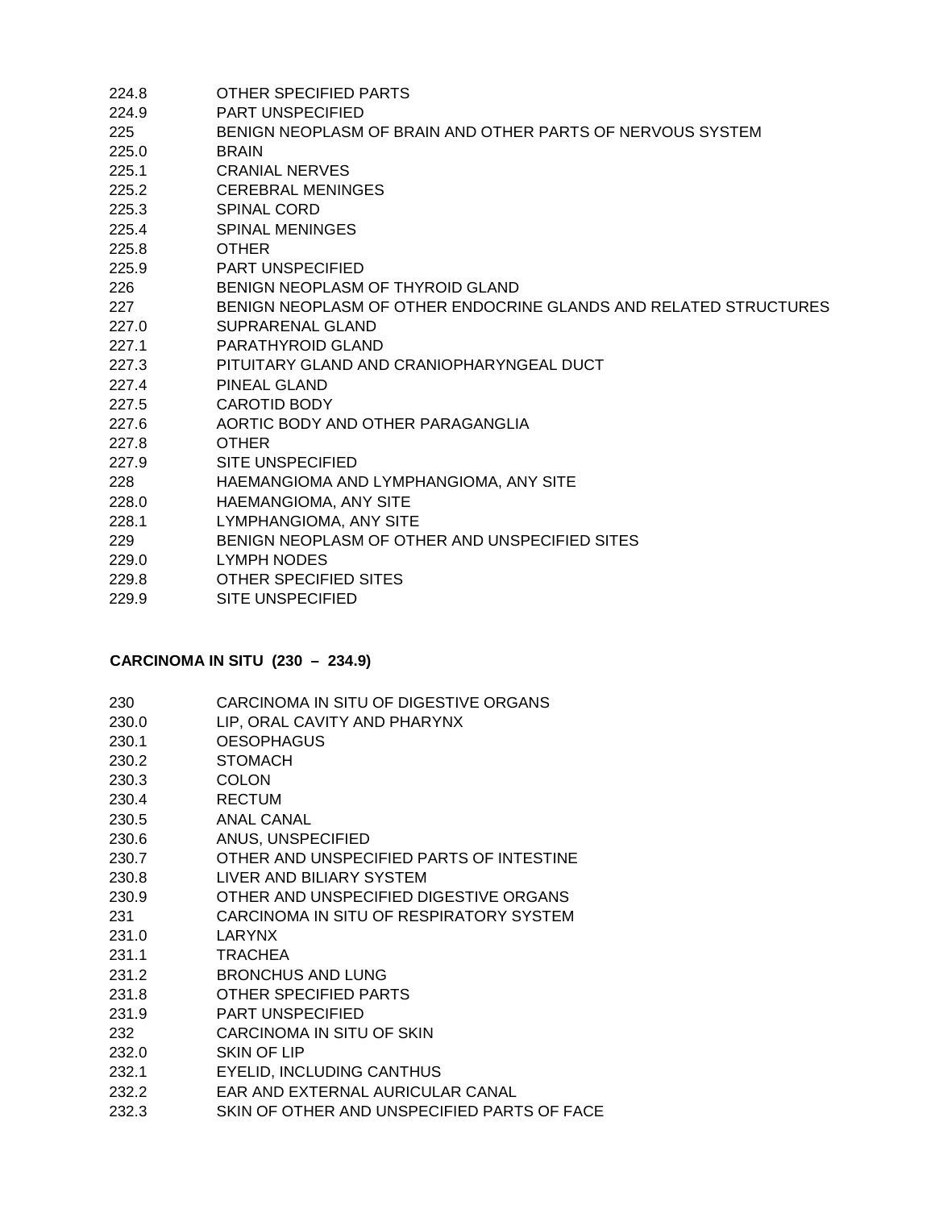224.8 OTHER SPECIFIED PARTS
224.9 PART UNSPECIFIED
225 BENIGN NEOPLASM OF BRAIN AND OTHER PARTS OF NERVOUS SYSTEM
225.0 BRAIN
225.1 CRANIAL NERVES
225.2 CEREBRAL MENINGES
225.3 SPINAL CORD
225.4 SPINAL MENINGES
225.8 OTHER
225.9 PART UNSPECIFIED
226 BENIGN NEOPLASM OF THYROID GLAND
227 BENIGN NEOPLASM OF OTHER ENDOCRINE GLANDS AND RELATED STRUCTURES
227.0 SUPRARENAL GLAND
227.1 PARATHYROID GLAND
227.3 PITUITARY GLAND AND CRANIOPHARYNGEAL DUCT
227.4 PINEAL GLAND
227.5 CAROTID BODY
227.6 AORTIC BODY AND OTHER PARAGANGLIA
227.8 OTHER
227.9 SITE UNSPECIFIED
228 HAEMANGIOMA AND LYMPHANGIOMA, ANY SITE
228.0 HAEMANGIOMA, ANY SITE
228.1 LYMPHANGIOMA, ANY SITE
229 BENIGN NEOPLASM OF OTHER AND UNSPECIFIED SITES
229.0 LYMPH NODES
229.8 OTHER SPECIFIED SITES
229.9 SITE UNSPECIFIED

**CARCINOMA IN SITU (230 – 234.9)**

230 CARCINOMA IN SITU OF DIGESTIVE ORGANS
230.0 LIP, ORAL CAVITY AND PHARYNX
230.1 OESOPHAGUS
230.2 STOMACH
230.3 COLON
230.4 RECTUM
230.5 ANAL CANAL
230.6 ANUS, UNSPECIFIED
230.7 OTHER AND UNSPECIFIED PARTS OF INTESTINE
230.8 LIVER AND BILIARY SYSTEM
230.9 OTHER AND UNSPECIFIED DIGESTIVE ORGANS
231 CARCINOMA IN SITU OF RESPIRATORY SYSTEM
231.0 LARYNX
231.1 TRACHEA
231.2 BRONCHUS AND LUNG
231.8 OTHER SPECIFIED PARTS
231.9 PART UNSPECIFIED
232 CARCINOMA IN SITU OF SKIN
232.0 SKIN OF LIP
232.1 EYELID, INCLUDING CANTHUS
232.2 EAR AND EXTERNAL AURICULAR CANAL
232.3 SKIN OF OTHER AND UNSPECIFIED PARTS OF FACE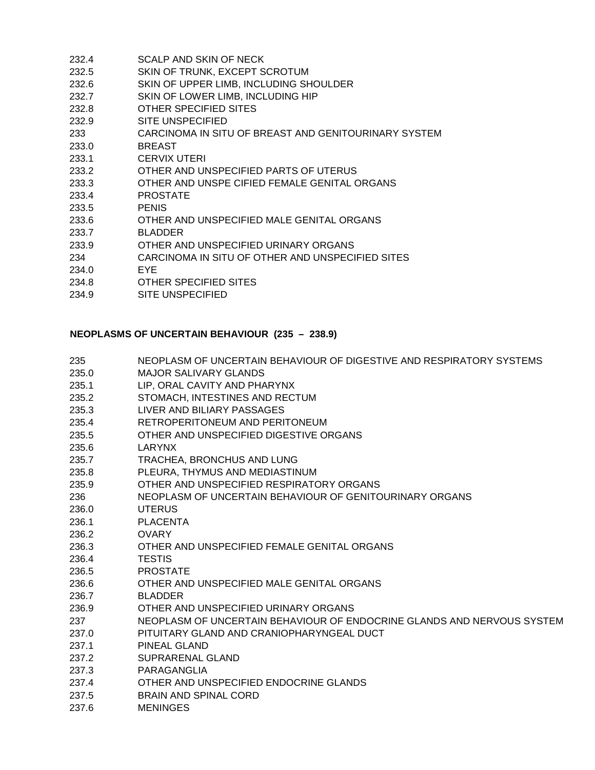232.4 SCALP AND SKIN OF NECK
232.5 SKIN OF TRUNK, EXCEPT SCROTUM
232.6 SKIN OF UPPER LIMB, INCLUDING SHOULDER
232.7 SKIN OF LOWER LIMB, INCLUDING HIP
232.8 OTHER SPECIFIED SITES
232.9 SITE UNSPECIFIED
233 CARCINOMA IN SITU OF BREAST AND GENITOURINARY SYSTEM
233.0 BREAST
233.1 CERVIX UTERI
233.2 OTHER AND UNSPECIFIED PARTS OF UTERUS
233.3 OTHER AND UNSPE CIFIED FEMALE GENITAL ORGANS
233.4 PROSTATE
233.5 PENIS
233.6 OTHER AND UNSPECIFIED MALE GENITAL ORGANS
233.7 BLADDER
233.9 OTHER AND UNSPECIFIED URINARY ORGANS
234 CARCINOMA IN SITU OF OTHER AND UNSPECIFIED SITES
234.0 EYE
234.8 OTHER SPECIFIED SITES
234.9 SITE UNSPECIFIED

**NEOPLASMS OF UNCERTAIN BEHAVIOUR (235 – 238.9)**

235 NEOPLASM OF UNCERTAIN BEHAVIOUR OF DIGESTIVE AND RESPIRATORY SYSTEMS
235.0 MAJOR SALIVARY GLANDS
235.1 LIP, ORAL CAVITY AND PHARYNX
235.2 STOMACH, INTESTINES AND RECTUM
235.3 LIVER AND BILIARY PASSAGES
235.4 RETROPERITONEUM AND PERITONEUM
235.5 OTHER AND UNSPECIFIED DIGESTIVE ORGANS
235.6 LARYNX
235.7 TRACHEA, BRONCHUS AND LUNG
235.8 PLEURA, THYMUS AND MEDIASTINUM
235.9 OTHER AND UNSPECIFIED RESPIRATORY ORGANS
236 NEOPLASM OF UNCERTAIN BEHAVIOUR OF GENITOURINARY ORGANS
236.0 UTERUS
236.1 PLACENTA
236.2 OVARY
236.3 OTHER AND UNSPECIFIED FEMALE GENITAL ORGANS
236.4 TESTIS
236.5 PROSTATE
236.6 OTHER AND UNSPECIFIED MALE GENITAL ORGANS
236.7 BLADDER
236.9 OTHER AND UNSPECIFIED URINARY ORGANS
237 NEOPLASM OF UNCERTAIN BEHAVIOUR OF ENDOCRINE GLANDS AND NERVOUS SYSTEM
237.0 PITUITARY GLAND AND CRANIOPHARYNGEAL DUCT
237.1 PINEAL GLAND
237.2 SUPRARENAL GLAND
237.3 PARAGANGLIA
237.4 OTHER AND UNSPECIFIED ENDOCRINE GLANDS
237.5 BRAIN AND SPINAL CORD
237.6 MENINGES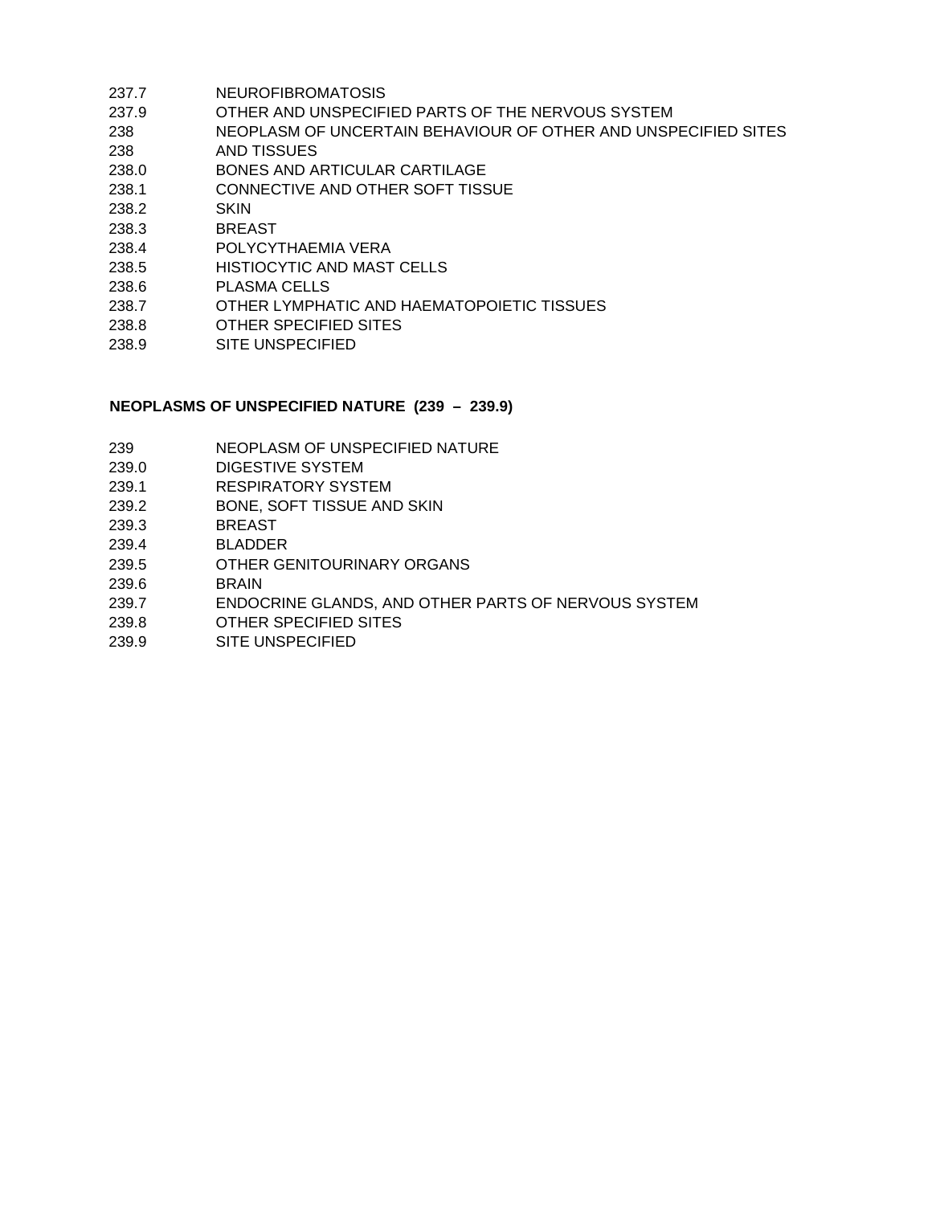| | |
|---|---|
| 237.7 | NEUROFIBROMATOSIS |
| 237.9 | OTHER AND UNSPECIFIED PARTS OF THE NERVOUS SYSTEM |
| 238 | NEOPLASM OF UNCERTAIN BEHAVIOUR OF OTHER AND UNSPECIFIED SITES |
| 238 | AND TISSUES |
| 238.0 | BONES AND ARTICULAR CARTILAGE |
| 238.1 | CONNECTIVE AND OTHER SOFT TISSUE |
| 238.2 | SKIN |
| 238.3 | BREAST |
| 238.4 | POLYCYTHAEMIA VERA |
| 238.5 | HISTIOCYTIC AND MAST CELLS |
| 238.6 | PLASMA CELLS |
| 238.7 | OTHER LYMPHATIC AND HAEMATOPOIETIC TISSUES |
| 238.8 | OTHER SPECIFIED SITES |
| 238.9 | SITE UNSPECIFIED |

**NEOPLASMS OF UNSPECIFIED NATURE (239 – 239.9)**

| | |
|---|---|
| 239 | NEOPLASM OF UNSPECIFIED NATURE |
| 239.0 | DIGESTIVE SYSTEM |
| 239.1 | RESPIRATORY SYSTEM |
| 239.2 | BONE, SOFT TISSUE AND SKIN |
| 239.3 | BREAST |
| 239.4 | BLADDER |
| 239.5 | OTHER GENITOURINARY ORGANS |
| 239.6 | BRAIN |
| 239.7 | ENDOCRINE GLANDS, AND OTHER PARTS OF NERVOUS SYSTEM |
| 239.8 | OTHER SPECIFIED SITES |
| 239.9 | SITE UNSPECIFIED |